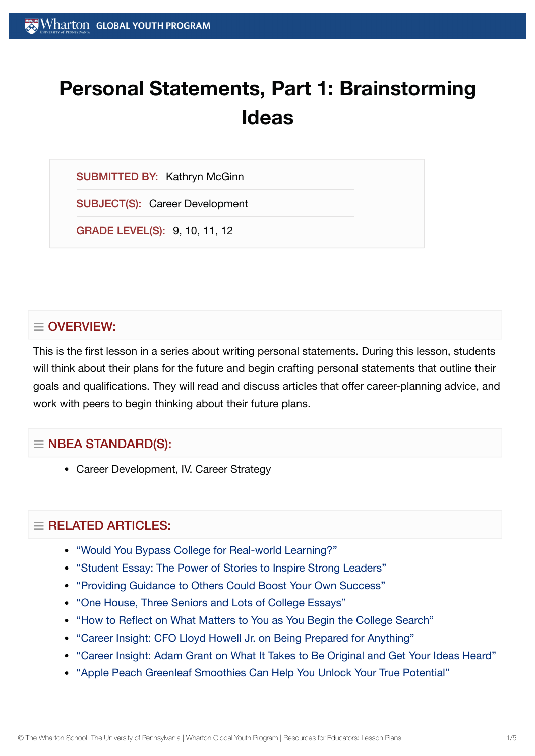# Personal Statements, Part 1: Brainstorming Ideas

**SUBMITTED BY:** Kathryn McGinn

**SUBJECT(S):** Career Development

**GRADE LEVEL(S):** 9, 10, 11, 12

## OVERVIEW:

This is the first lesson in a series about writing personal statements. During this lesson, students will think about their plans for the future and begin crafting personal statements that outline their goals and qualifications. They will read and discuss articles that offer career-planning advice, and work with peers to begin thinking about their future plans.

## NBEA STANDARD(S):

- Career Development, IV. Career Strategy

## RELATED ARTICLES:

- "Would You Bypass College for Real-world Learning?"
- "Student Essay: The Power of Stories to Inspire Strong Leaders"
- "Providing Guidance to Others Could Boost Your Own Success"
- "One House, Three Seniors and Lots of College Essays"
- "How to Reflect on What Matters to You as You Begin the College Search"
- "Career Insight: CFO Lloyd Howell Jr. on Being Prepared for Anything"
- "Career Insight: Adam Grant on What It Takes to Be Original and Get Your Ideas Heard"
- "Apple Peach Greenleaf Smoothies Can Help You Unlock Your True Potential"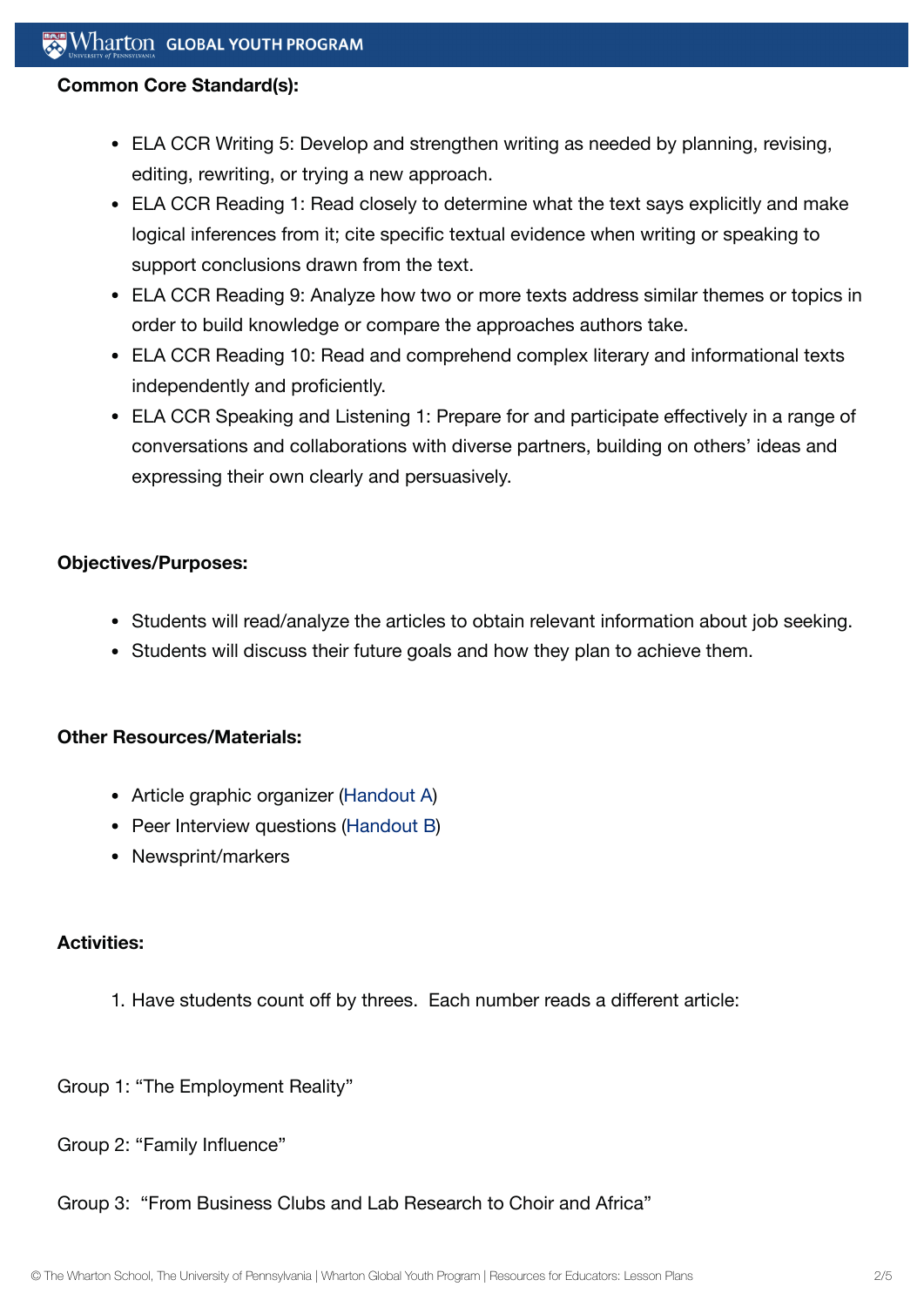**Common Core Standard(s):**

- ELA CCR Writing 5: Develop and strengthen writing as needed by planning, revising, editing, rewriting, or trying a new approach.
- ELA CCR Reading 1: Read closely to determine what the text says explicitly and make logical inferences from it; cite specific textual evidence when writing or speaking to support conclusions drawn from the text.
- ELA CCR Reading 9: Analyze how two or more texts address similar themes or topics in order to build knowledge or compare the approaches authors take.
- ELA CCR Reading 10: Read and comprehend complex literary and informational texts independently and proficiently.
- ELA CCR Speaking and Listening 1: Prepare for and participate effectively in a range of conversations and collaborations with diverse partners, building on others' ideas and expressing their own clearly and persuasively.

**Objectives/Purposes:**

- Students will read/analyze the articles to obtain relevant information about job seeking.
- Students will discuss their future goals and how they plan to achieve them.

**Other Resources/Materials:**

- Article graphic organizer (Handout A)
- Peer Interview questions (Handout B)
- Newsprint/markers

**Activities:**

1. Have students count off by threes. Each number reads a different article:

Group 1: "The Employment Reality"

Group 2: "Family Influence"

Group 3: "From Business Clubs and Lab Research to Choir and Africa"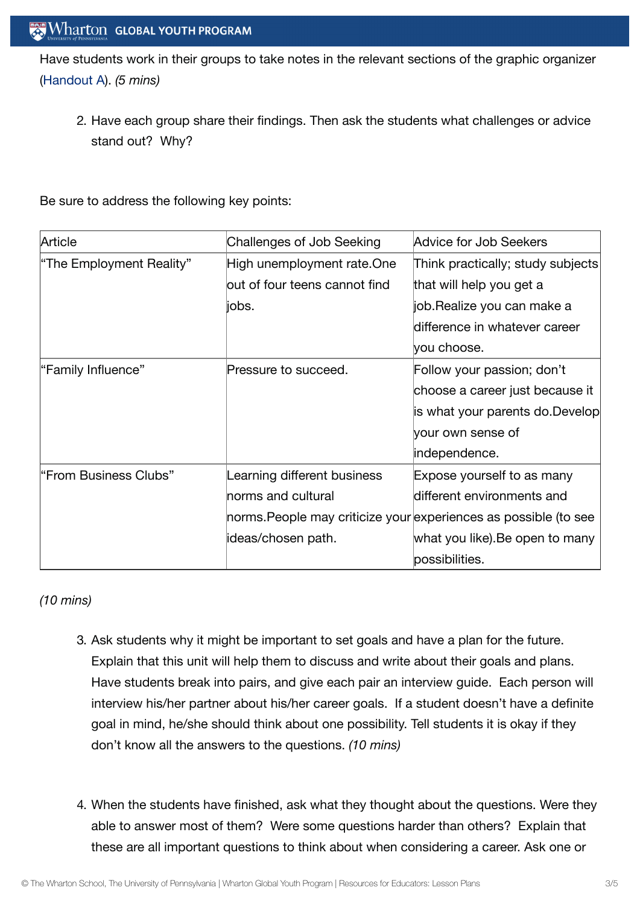Have students work in their groups to take notes in the relevant sections of the graphic organizer (Handout A). *(5 mins)*

2. Have each group share their findings. Then ask the students what challenges or advice stand out? Why?

Be sure to address the following key points:

| Article | Challenges of Job Seeking | Advice for Job Seekers |
|---|---|---|
| "The Employment Reality" | High unemployment rate.One out of four teens cannot find jobs. | Think practically; study subjects that will help you get a job.Realize you can make a difference in whatever career you choose. |
| "Family Influence" | Pressure to succeed. | Follow your passion; don't choose a career just because it is what your parents do.Develop your own sense of independence. |
| "From Business Clubs" | Learning different business norms and cultural norms.People may criticize your ideas/chosen path. | Expose yourself to as many different environments and experiences as possible (to see what you like).Be open to many possibilities. |

*(10 mins)*

3. Ask students why it might be important to set goals and have a plan for the future. Explain that this unit will help them to discuss and write about their goals and plans. Have students break into pairs, and give each pair an interview guide. Each person will interview his/her partner about his/her career goals. If a student doesn't have a definite goal in mind, he/she should think about one possibility. Tell students it is okay if they don't know all the answers to the questions. *(10 mins)*

4. When the students have finished, ask what they thought about the questions. Were they able to answer most of them? Were some questions harder than others? Explain that these are all important questions to think about when considering a career. Ask one or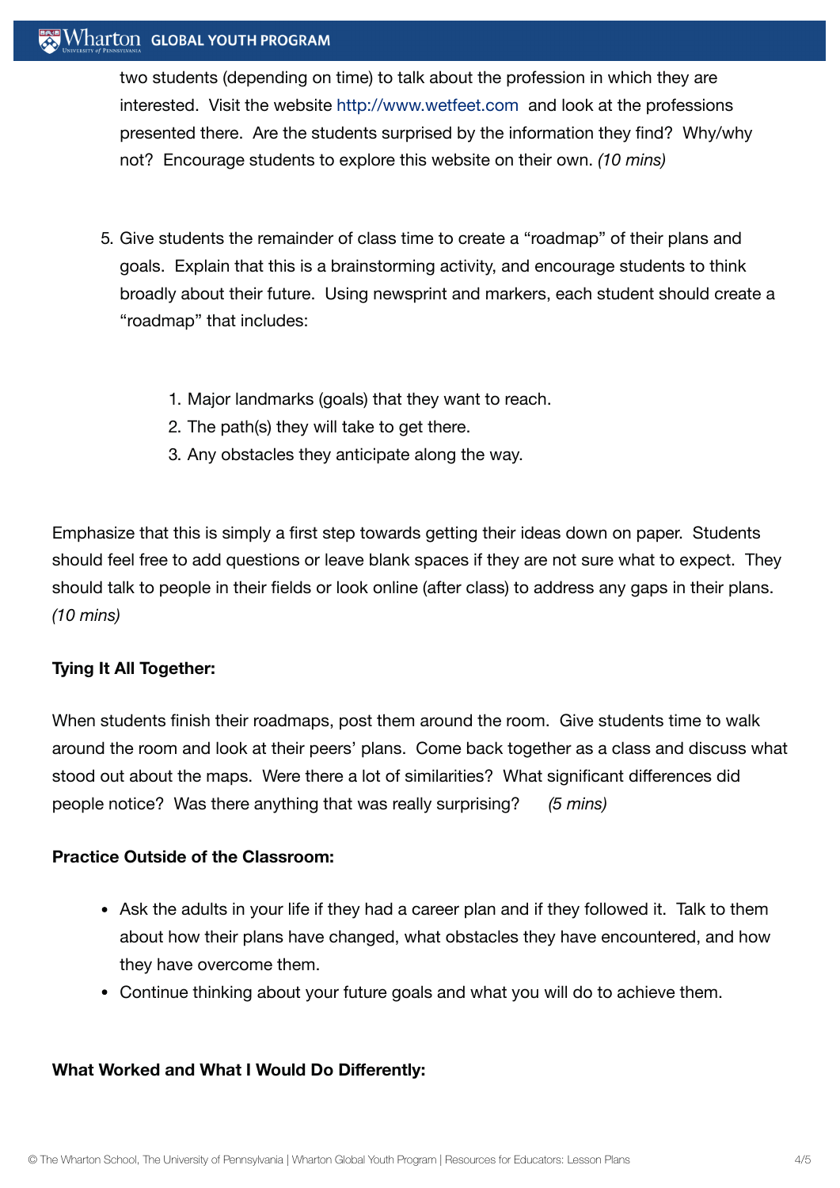two students (depending on time) to talk about the profession in which they are interested. Visit the website http://www.wetfeet.com and look at the professions presented there. Are the students surprised by the information they find? Why/why not? Encourage students to explore this website on their own. *(10 mins)*

5. Give students the remainder of class time to create a "roadmap" of their plans and goals. Explain that this is a brainstorming activity, and encourage students to think broadly about their future. Using newsprint and markers, each student should create a "roadmap" that includes:

    1. Major landmarks (goals) that they want to reach.
    2. The path(s) they will take to get there.
    3. Any obstacles they anticipate along the way.

Emphasize that this is simply a first step towards getting their ideas down on paper. Students should feel free to add questions or leave blank spaces if they are not sure what to expect. They should talk to people in their fields or look online (after class) to address any gaps in their plans. *(10 mins)*

**Tying It All Together:**

When students finish their roadmaps, post them around the room. Give students time to walk around the room and look at their peers' plans. Come back together as a class and discuss what stood out about the maps. Were there a lot of similarities? What significant differences did people notice? Was there anything that was really surprising? *(5 mins)*

**Practice Outside of the Classroom:**

- Ask the adults in your life if they had a career plan and if they followed it. Talk to them about how their plans have changed, what obstacles they have encountered, and how they have overcome them.
- Continue thinking about your future goals and what you will do to achieve them.

**What Worked and What I Would Do Differently:**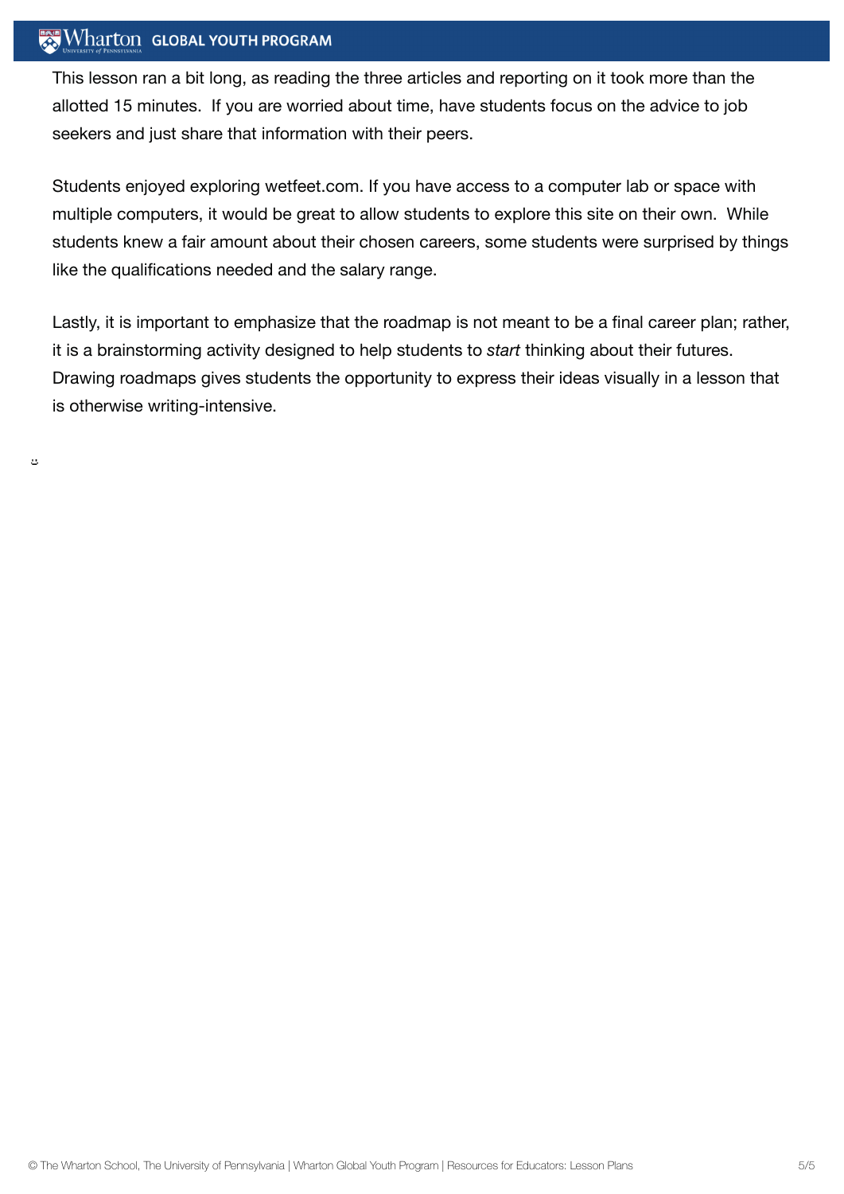This lesson ran a bit long, as reading the three articles and reporting on it took more than the allotted 15 minutes. If you are worried about time, have students focus on the advice to job seekers and just share that information with their peers.

Students enjoyed exploring wetfeet.com. If you have access to a computer lab or space with multiple computers, it would be great to allow students to explore this site on their own. While students knew a fair amount about their chosen careers, some students were surprised by things like the qualifications needed and the salary range.

Lastly, it is important to emphasize that the roadmap is not meant to be a final career plan; rather, it is a brainstorming activity designed to help students to *start* thinking about their futures. Drawing roadmaps gives students the opportunity to express their ideas visually in a lesson that is otherwise writing-intensive.